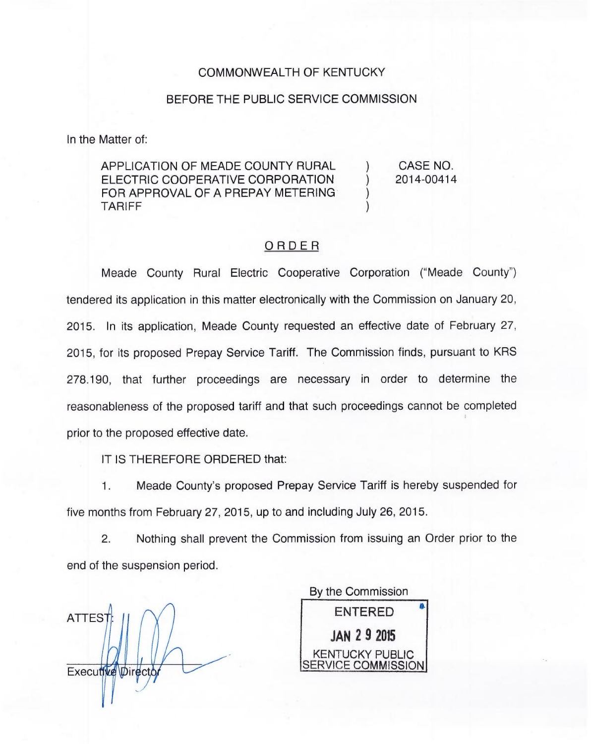COMMONWEALTH OF KENTUCKY

BEFORE THE PUBLIC SERVICE COMMISSION

In the Matter of:

| | | |
|---|---|---|
| APPLICATION OF MEADE COUNTY RURAL ELECTRIC COOPERATIVE CORPORATION FOR APPROVAL OF A PREPAY METERING TARIFF | ) ) ) ) | CASE NO. 2014-00414 |

## ORDER

Meade County Rural Electric Cooperative Corporation ("Meade County") tendered its application in this matter electronically with the Commission on January 20, 2015. In its application, Meade County requested an effective date of February 27, 2015, for its proposed Prepay Service Tariff. The Commission finds, pursuant to KRS 278.190, that further proceedings are necessary in order to determine the reasonableness of the proposed tariff and that such proceedings cannot be completed prior to the proposed effective date.

IT IS THEREFORE ORDERED that:

1. Meade County's proposed Prepay Service Tariff is hereby suspended for five months from February 27, 2015, up to and including July 26, 2015.

2. Nothing shall prevent the Commission from issuing an Order prior to the end of the suspension period.

By the Commission

ENTERED

JAN 29 2015

KENTUCKY PUBLIC SERVICE COMMISSION

ATTEST:

Executive Director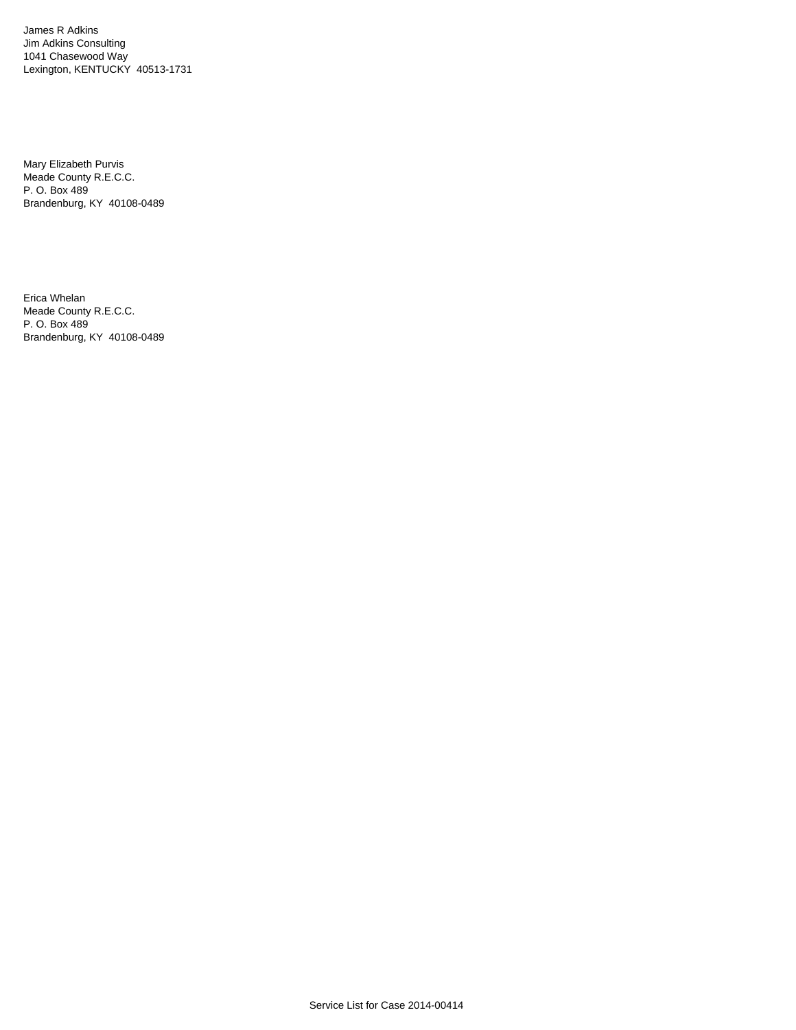James R Adkins
Jim Adkins Consulting
1041 Chasewood Way
Lexington, KENTUCKY  40513-1731

Mary Elizabeth Purvis
Meade County R.E.C.C.
P. O. Box 489
Brandenburg, KY  40108-0489

Erica Whelan
Meade County R.E.C.C.
P. O. Box 489
Brandenburg, KY  40108-0489